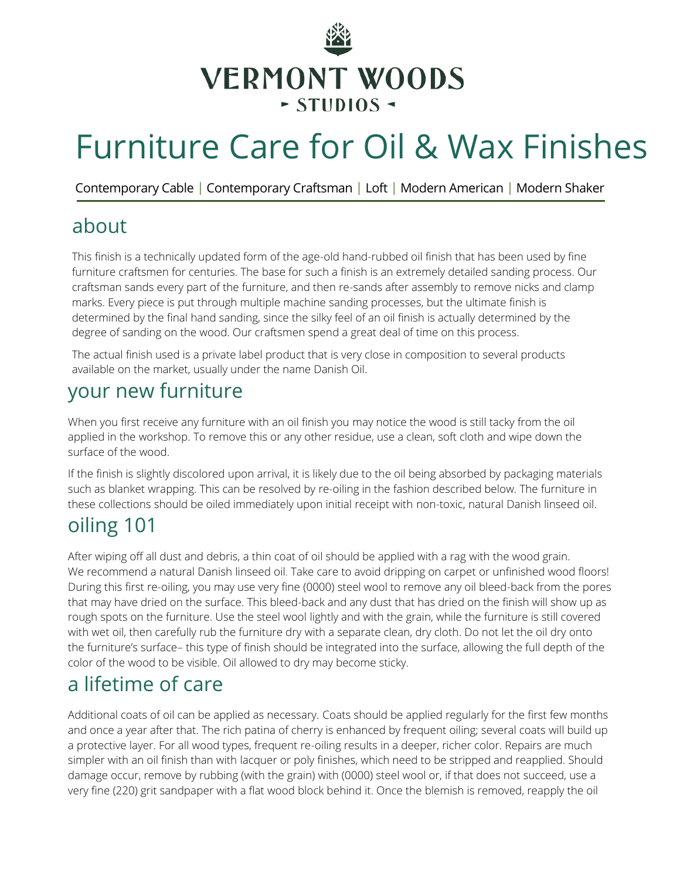# VERMONT WOODS

▸ STUDIOS ◂

# Furniture Care for Oil & Wax Finishes

Contemporary Cable | Contemporary Craftsman | Loft | Modern American | Modern Shaker

## about

This finish is a technically updated form of the age-old hand-rubbed oil finish that has been used by fine furniture craftsmen for centuries. The base for such a finish is an extremely detailed sanding process. Our craftsman sands every part of the furniture, and then re-sands after assembly to remove nicks and clamp marks. Every piece is put through multiple machine sanding processes, but the ultimate finish is determined by the final hand sanding, since the silky feel of an oil finish is actually determined by the degree of sanding on the wood. Our craftsmen spend a great deal of time on this process.

The actual finish used is a private label product that is very close in composition to several products available on the market, usually under the name Danish Oil.

## your new furniture

When you first receive any furniture with an oil finish you may notice the wood is still tacky from the oil applied in the workshop. To remove this or any other residue, use a clean, soft cloth and wipe down the surface of the wood.

If the finish is slightly discolored upon arrival, it is likely due to the oil being absorbed by packaging materials such as blanket wrapping. This can be resolved by re-oiling in the fashion described below. The furniture in these collections should be oiled immediately upon initial receipt with non-toxic, natural Danish linseed oil.

## oiling 101

After wiping off all dust and debris, a thin coat of oil should be applied with a rag with the wood grain. We recommend a natural Danish linseed oil. Take care to avoid dripping on carpet or unfinished wood floors! During this first re-oiling, you may use very fine (0000) steel wool to remove any oil bleed-back from the pores that may have dried on the surface. This bleed-back and any dust that has dried on the finish will show up as rough spots on the furniture. Use the steel wool lightly and with the grain, while the furniture is still covered with wet oil, then carefully rub the furniture dry with a separate clean, dry cloth. Do not let the oil dry onto the furniture's surface– this type of finish should be integrated into the surface, allowing the full depth of the color of the wood to be visible. Oil allowed to dry may become sticky.

## a lifetime of care

Additional coats of oil can be applied as necessary. Coats should be applied regularly for the first few months and once a year after that. The rich patina of cherry is enhanced by frequent oiling; several coats will build up a protective layer. For all wood types, frequent re-oiling results in a deeper, richer color. Repairs are much simpler with an oil finish than with lacquer or poly finishes, which need to be stripped and reapplied. Should damage occur, remove by rubbing (with the grain) with (0000) steel wool or, if that does not succeed, use a very fine (220) grit sandpaper with a flat wood block behind it. Once the blemish is removed, reapply the oil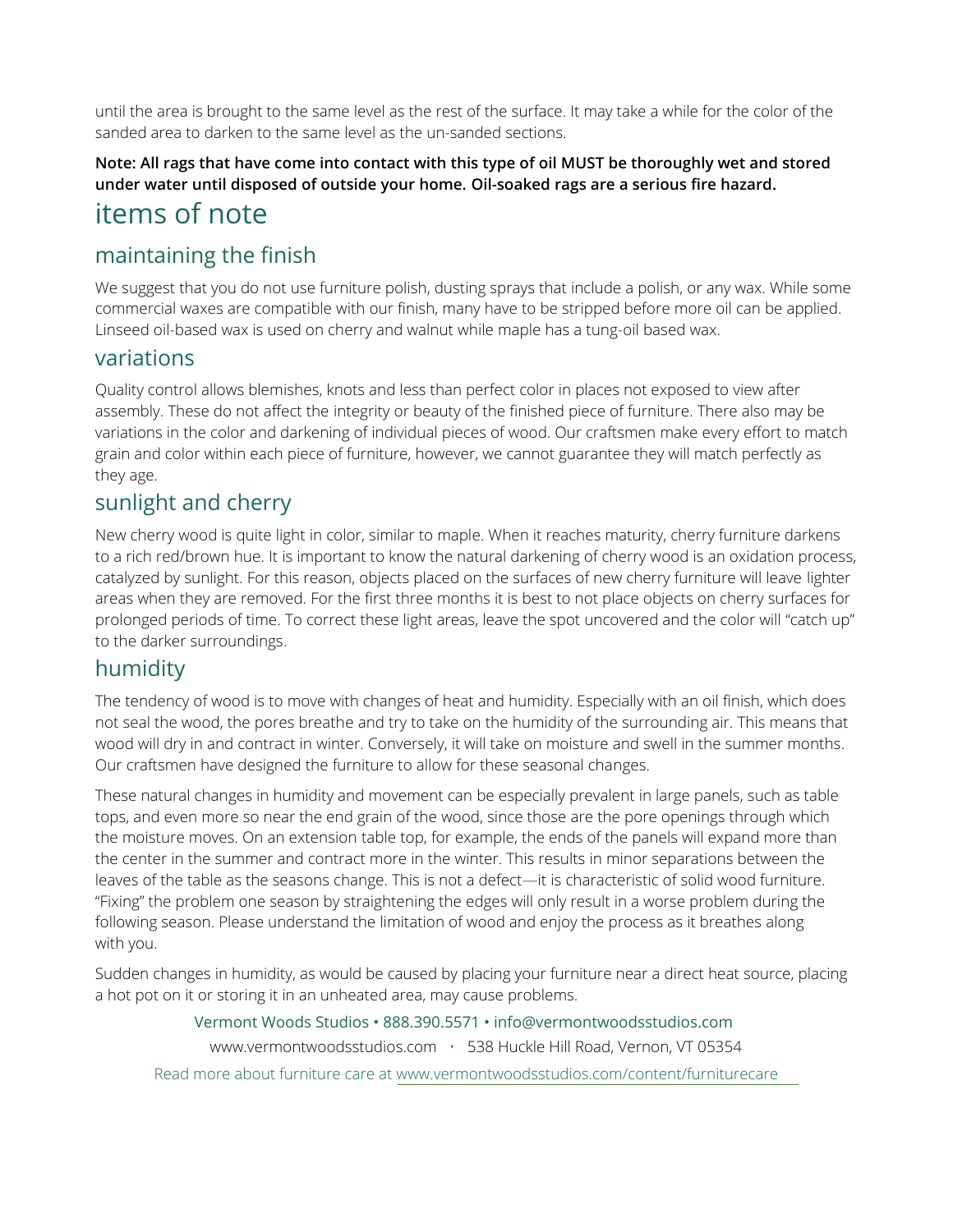until the area is brought to the same level as the rest of the surface. It may take a while for the color of the sanded area to darken to the same level as the un-sanded sections.

**Note: All rags that have come into contact with this type of oil MUST be thoroughly wet and stored under water until disposed of outside your home. Oil-soaked rags are a serious fire hazard.**

# items of note

## maintaining the finish

We suggest that you do not use furniture polish, dusting sprays that include a polish, or any wax. While some commercial waxes are compatible with our finish, many have to be stripped before more oil can be applied. Linseed oil-based wax is used on cherry and walnut while maple has a tung-oil based wax.

## variations

Quality control allows blemishes, knots and less than perfect color in places not exposed to view after assembly. These do not affect the integrity or beauty of the finished piece of furniture. There also may be variations in the color and darkening of individual pieces of wood. Our craftsmen make every effort to match grain and color within each piece of furniture, however, we cannot guarantee they will match perfectly as they age.

## sunlight and cherry

New cherry wood is quite light in color, similar to maple. When it reaches maturity, cherry furniture darkens to a rich red/brown hue. It is important to know the natural darkening of cherry wood is an oxidation process, catalyzed by sunlight. For this reason, objects placed on the surfaces of new cherry furniture will leave lighter areas when they are removed. For the first three months it is best to not place objects on cherry surfaces for prolonged periods of time. To correct these light areas, leave the spot uncovered and the color will "catch up" to the darker surroundings.

## humidity

The tendency of wood is to move with changes of heat and humidity. Especially with an oil finish, which does not seal the wood, the pores breathe and try to take on the humidity of the surrounding air. This means that wood will dry in and contract in winter. Conversely, it will take on moisture and swell in the summer months. Our craftsmen have designed the furniture to allow for these seasonal changes.

These natural changes in humidity and movement can be especially prevalent in large panels, such as table tops, and even more so near the end grain of the wood, since those are the pore openings through which the moisture moves. On an extension table top, for example, the ends of the panels will expand more than the center in the summer and contract more in the winter. This results in minor separations between the leaves of the table as the seasons change. This is not a defect—it is characteristic of solid wood furniture. "Fixing" the problem one season by straightening the edges will only result in a worse problem during the following season. Please understand the limitation of wood and enjoy the process as it breathes along with you.

Sudden changes in humidity, as would be caused by placing your furniture near a direct heat source, placing a hot pot on it or storing it in an unheated area, may cause problems.

Vermont Woods Studios • 888.390.5571 • info@vermontwoodsstudios.com

www.vermontwoodsstudios.com • 538 Huckle Hill Road, Vernon, VT 05354

Read more about furniture care at www.vermontwoodsstudios.com/content/furniturecare